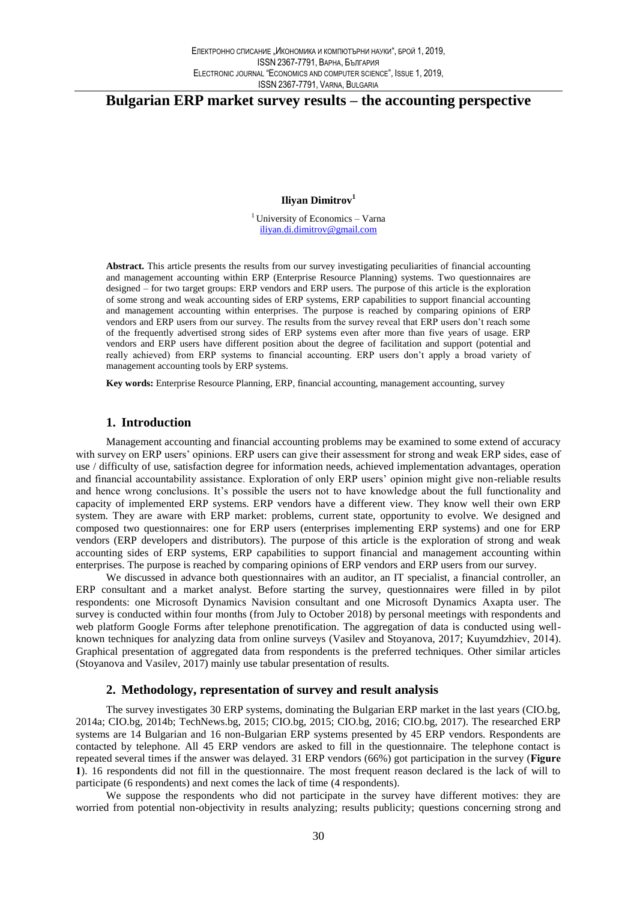# Bulgarian ERP market survey results – the accounting perspective

**Iliyan Dimitrov**[1]

[1] University of Economics – Varna
iliyan.di.dimitrov@gmail.com

**Abstract.** This article presents the results from our survey investigating peculiarities of financial accounting and management accounting within ERP (Enterprise Resource Planning) systems. Two questionnaires are designed – for two target groups: ERP vendors and ERP users. The purpose of this article is the exploration of some strong and weak accounting sides of ERP systems, ERP capabilities to support financial accounting and management accounting within enterprises. The purpose is reached by comparing opinions of ERP vendors and ERP users from our survey. The results from the survey reveal that ERP users don't reach some of the frequently advertised strong sides of ERP systems even after more than five years of usage. ERP vendors and ERP users have different position about the degree of facilitation and support (potential and really achieved) from ERP systems to financial accounting. ERP users don't apply a broad variety of management accounting tools by ERP systems.

**Key words:** Enterprise Resource Planning, ERP, financial accounting, management accounting, survey

## 1. Introduction

Management accounting and financial accounting problems may be examined to some extend of accuracy with survey on ERP users' opinions. ERP users can give their assessment for strong and weak ERP sides, ease of use / difficulty of use, satisfaction degree for information needs, achieved implementation advantages, operation and financial accountability assistance. Exploration of only ERP users' opinion might give non-reliable results and hence wrong conclusions. It's possible the users not to have knowledge about the full functionality and capacity of implemented ERP systems. ERP vendors have a different view. They know well their own ERP system. They are aware with ERP market: problems, current state, opportunity to evolve. We designed and composed two questionnaires: one for ERP users (enterprises implementing ERP systems) and one for ERP vendors (ERP developers and distributors). The purpose of this article is the exploration of strong and weak accounting sides of ERP systems, ERP capabilities to support financial and management accounting within enterprises. The purpose is reached by comparing opinions of ERP vendors and ERP users from our survey.

We discussed in advance both questionnaires with an auditor, an IT specialist, a financial controller, an ERP consultant and a market analyst. Before starting the survey, questionnaires were filled in by pilot respondents: one Microsoft Dynamics Navision consultant and one Microsoft Dynamics Axapta user. The survey is conducted within four months (from July to October 2018) by personal meetings with respondents and web platform Google Forms after telephone prenotification. The aggregation of data is conducted using well-known techniques for analyzing data from online surveys (Vasilev and Stoyanova, 2017; Kuyumdzhiev, 2014). Graphical presentation of aggregated data from respondents is the preferred techniques. Other similar articles (Stoyanova and Vasilev, 2017) mainly use tabular presentation of results.

## 2. Methodology, representation of survey and result analysis

The survey investigates 30 ERP systems, dominating the Bulgarian ERP market in the last years (CIO.bg, 2014a; CIO.bg, 2014b; TechNews.bg, 2015; CIO.bg, 2015; CIO.bg, 2016; CIO.bg, 2017). The researched ERP systems are 14 Bulgarian and 16 non-Bulgarian ERP systems presented by 45 ERP vendors. Respondents are contacted by telephone. All 45 ERP vendors are asked to fill in the questionnaire. The telephone contact is repeated several times if the answer was delayed. 31 ERP vendors (66%) got participation in the survey (**Figure 1**). 16 respondents did not fill in the questionnaire. The most frequent reason declared is the lack of will to participate (6 respondents) and next comes the lack of time (4 respondents).

We suppose the respondents who did not participate in the survey have different motives: they are worried from potential non-objectivity in results analyzing; results publicity; questions concerning strong and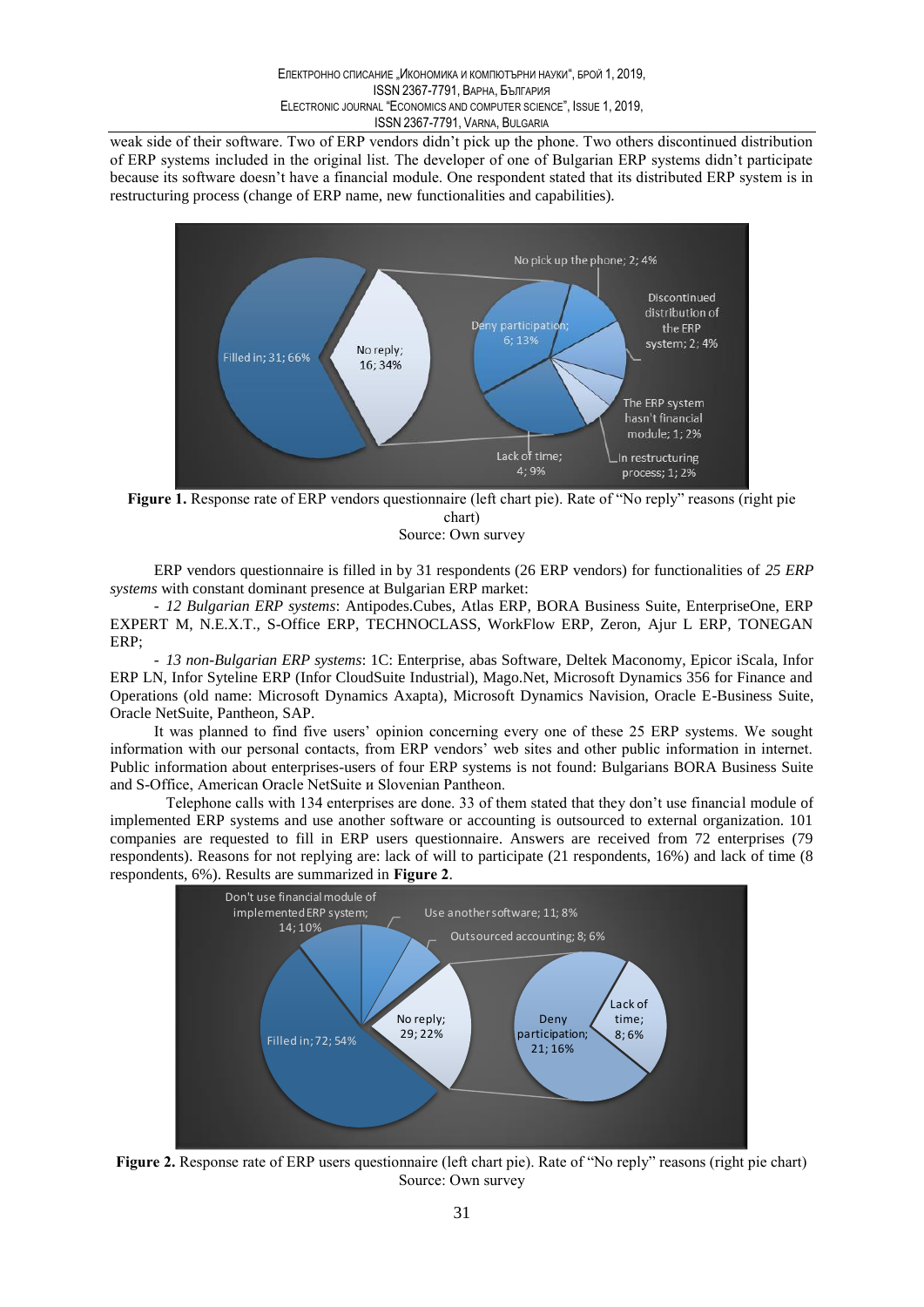weak side of their software. Two of ERP vendors didn't pick up the phone. Two others discontinued distribution of ERP systems included in the original list. The developer of one of Bulgarian ERP systems didn't participate because its software doesn't have a financial module. One respondent stated that its distributed ERP system is in restructuring process (change of ERP name, new functionalities and capabilities).

**Figure 1.** Response rate of ERP vendors questionnaire (left chart pie). Rate of "No reply" reasons (right pie chart)
Source: Own survey

ERP vendors questionnaire is filled in by 31 respondents (26 ERP vendors) for functionalities of *25 ERP systems* with constant dominant presence at Bulgarian ERP market:

- *12 Bulgarian ERP systems*: Antipodes.Cubes, Atlas ERP, BORA Business Suite, EnterpriseOne, ERP EXPERT M, N.E.X.T., S-Office ERP, TECHNOCLASS, WorkFlow ERP, Zeron, Ajur L ERP, TONEGAN ERP;
- *13 non-Bulgarian ERP systems*: 1C: Enterprise, abas Software, Deltek Maconomy, Epicor iScala, Infor ERP LN, Infor Syteline ERP (Infor CloudSuite Industrial), Mago.Net, Microsoft Dynamics 356 for Finance and Operations (old name: Microsoft Dynamics Axapta), Microsoft Dynamics Navision, Oracle E-Business Suite, Oracle NetSuite, Pantheon, SAP.

It was planned to find five users' opinion concerning every one of these 25 ERP systems. We sought information with our personal contacts, from ERP vendors' web sites and other public information in internet. Public information about enterprises-users of four ERP systems is not found: Bulgarians BORA Business Suite and S-Office, American Oracle NetSuite и Slovenian Pantheon.

Telephone calls with 134 enterprises are done. 33 of them stated that they don't use financial module of implemented ERP systems and use another software or accounting is outsourced to external organization. 101 companies are requested to fill in ERP users questionnaire. Answers are received from 72 enterprises (79 respondents). Reasons for not replying are: lack of will to participate (21 respondents, 16%) and lack of time (8 respondents, 6%). Results are summarized in **Figure 2**.

**Figure 2.** Response rate of ERP users questionnaire (left chart pie). Rate of "No reply" reasons (right pie chart)
Source: Own survey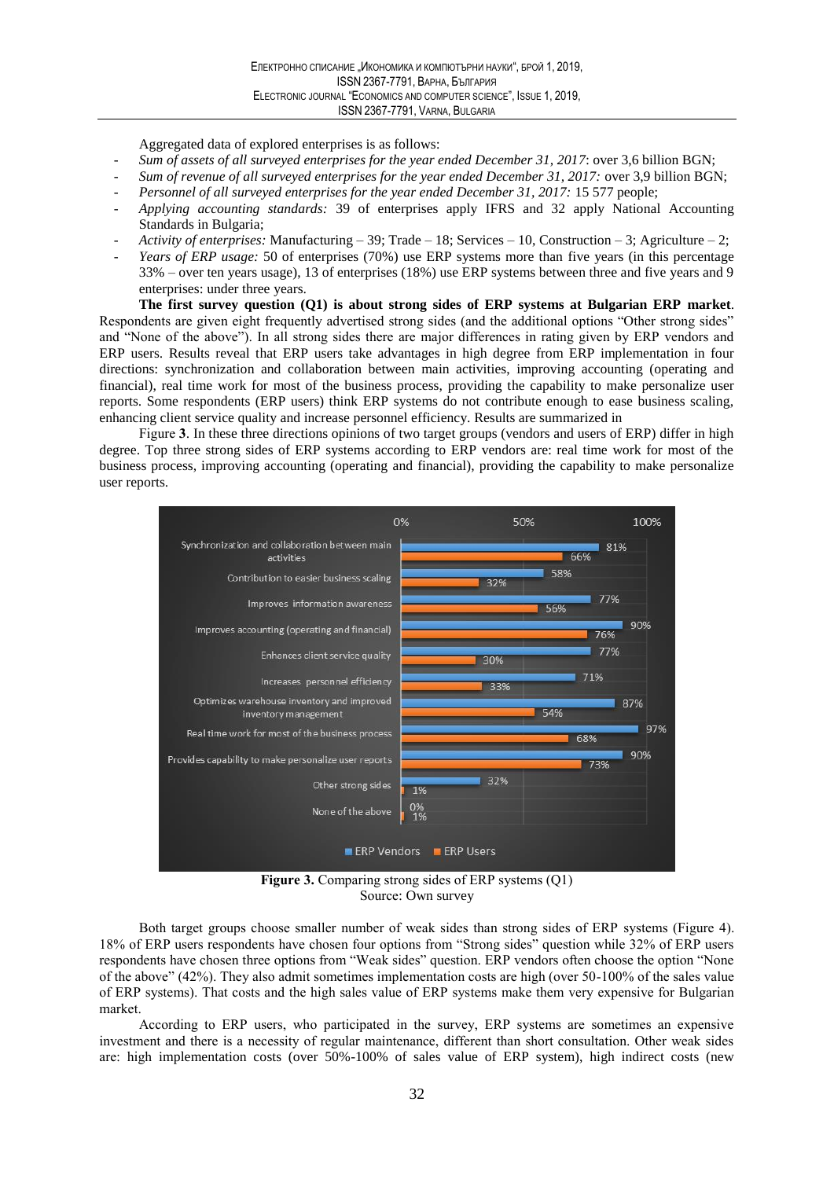Aggregated data of explored enterprises is as follows:

- *Sum of assets of all surveyed enterprises for the year ended December 31, 2017*: over 3,6 billion BGN;
- *Sum of revenue of all surveyed enterprises for the year ended December 31, 2017:* over 3,9 billion BGN;
- *Personnel of all surveyed enterprises for the year ended December 31, 2017:* 15 577 people;
- *Applying accounting standards:* 39 of enterprises apply IFRS and 32 apply National Accounting Standards in Bulgaria;
- *Activity of enterprises:* Manufacturing – 39; Trade – 18; Services – 10, Construction – 3; Agriculture – 2;
- *Years of ERP usage:* 50 of enterprises (70%) use ERP systems more than five years (in this percentage 33% – over ten years usage), 13 of enterprises (18%) use ERP systems between three and five years and 9 enterprises: under three years.

**The first survey question (Q1) is about strong sides of ERP systems at Bulgarian ERP market**. Respondents are given eight frequently advertised strong sides (and the additional options "Other strong sides" and "None of the above"). In all strong sides there are major differences in rating given by ERP vendors and ERP users. Results reveal that ERP users take advantages in high degree from ERP implementation in four directions: synchronization and collaboration between main activities, improving accounting (operating and financial), real time work for most of the business process, providing the capability to make personalize user reports. Some respondents (ERP users) think ERP systems do not contribute enough to ease business scaling, enhancing client service quality and increase personnel efficiency. Results are summarized in

Figure **3**. In these three directions opinions of two target groups (vendors and users of ERP) differ in high degree. Top three strong sides of ERP systems according to ERP vendors are: real time work for most of the business process, improving accounting (operating and financial), providing the capability to make personalize user reports.

| | ERP Vendors | ERP Users |
|---|---|---|
| Synchronization and collaboration between main activities | 81% | 66% |
| Contribution to easier business scaling | 58% | 32% |
| Improves information awareness | 77% | 56% |
| Improves accounting (operating and financial) | 90% | 76% |
| Enhances client service quality | 77% | 30% |
| Increases personnel efficiency | 71% | 33% |
| Optimizes warehouse inventory and improved inventory management | 87% | 54% |
| Real time work for most of the business process | 97% | 68% |
| Provides capability to make personalize user reports | 90% | 73% |
| Other strong sides | 32% | 1% |
| None of the above | 0% | 1% |

**Figure 3.** Comparing strong sides of ERP systems (Q1)
Source: Own survey

Both target groups choose smaller number of weak sides than strong sides of ERP systems (Figure 4). 18% of ERP users respondents have chosen four options from "Strong sides" question while 32% of ERP users respondents have chosen three options from "Weak sides" question. ERP vendors often choose the option "None of the above" (42%). They also admit sometimes implementation costs are high (over 50-100% of the sales value of ERP systems). That costs and the high sales value of ERP systems make them very expensive for Bulgarian market.

According to ERP users, who participated in the survey, ERP systems are sometimes an expensive investment and there is a necessity of regular maintenance, different than short consultation. Other weak sides are: high implementation costs (over 50%-100% of sales value of ERP system), high indirect costs (new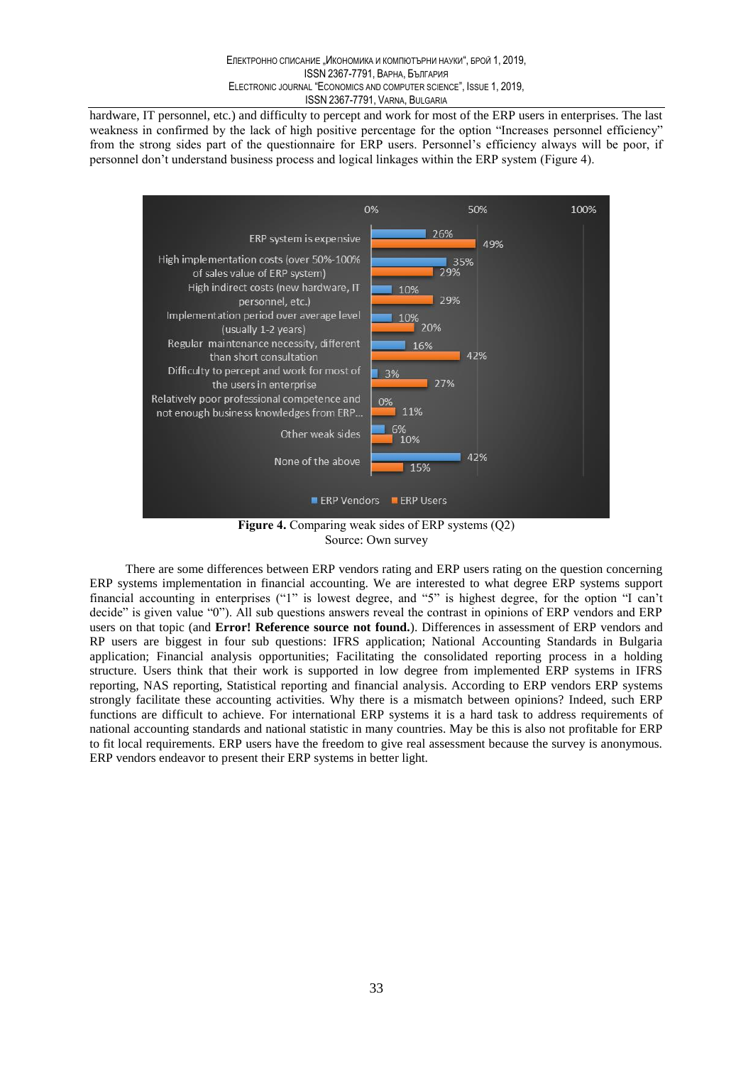hardware, IT personnel, etc.) and difficulty to percept and work for most of the ERP users in enterprises. The last weakness in confirmed by the lack of high positive percentage for the option "Increases personnel efficiency" from the strong sides part of the questionnaire for ERP users. Personnel's efficiency always will be poor, if personnel don't understand business process and logical linkages within the ERP system (Figure 4).

| | ERP Vendors | ERP Users |
|---|---|---|
| ERP system is expensive | 26% | 49% |
| High implementation costs (over 50%-100% of sales value of ERP system) | 35% | 29% |
| High indirect costs (new hardware, IT personnel, etc.) | 10% | 29% |
| Implementation period over average level (usually 1-2 years) | 10% | 20% |
| Regular maintenance necessity, different than short consultation | 16% | 42% |
| Difficulty to percept and work for most of the users in enterprise | 3% | 27% |
| Relatively poor professional competence and not enough business knowledges from ERP... | 0% | 11% |
| Other weak sides | 6% | 10% |
| None of the above | 42% | 15% |

**Figure 4.** Comparing weak sides of ERP systems (Q2)
Source: Own survey

There are some differences between ERP vendors rating and ERP users rating on the question concerning ERP systems implementation in financial accounting. We are interested to what degree ERP systems support financial accounting in enterprises ("1" is lowest degree, and "5" is highest degree, for the option "I can't decide" is given value "0"). All sub questions answers reveal the contrast in opinions of ERP vendors and ERP users on that topic (and **Error! Reference source not found.**). Differences in assessment of ERP vendors and RP users are biggest in four sub questions: IFRS application; National Accounting Standards in Bulgaria application; Financial analysis opportunities; Facilitating the consolidated reporting process in a holding structure. Users think that their work is supported in low degree from implemented ERP systems in IFRS reporting, NAS reporting, Statistical reporting and financial analysis. According to ERP vendors ERP systems strongly facilitate these accounting activities. Why there is a mismatch between opinions? Indeed, such ERP functions are difficult to achieve. For international ERP systems it is a hard task to address requirements of national accounting standards and national statistic in many countries. May be this is also not profitable for ERP to fit local requirements. ERP users have the freedom to give real assessment because the survey is anonymous. ERP vendors endeavor to present their ERP systems in better light.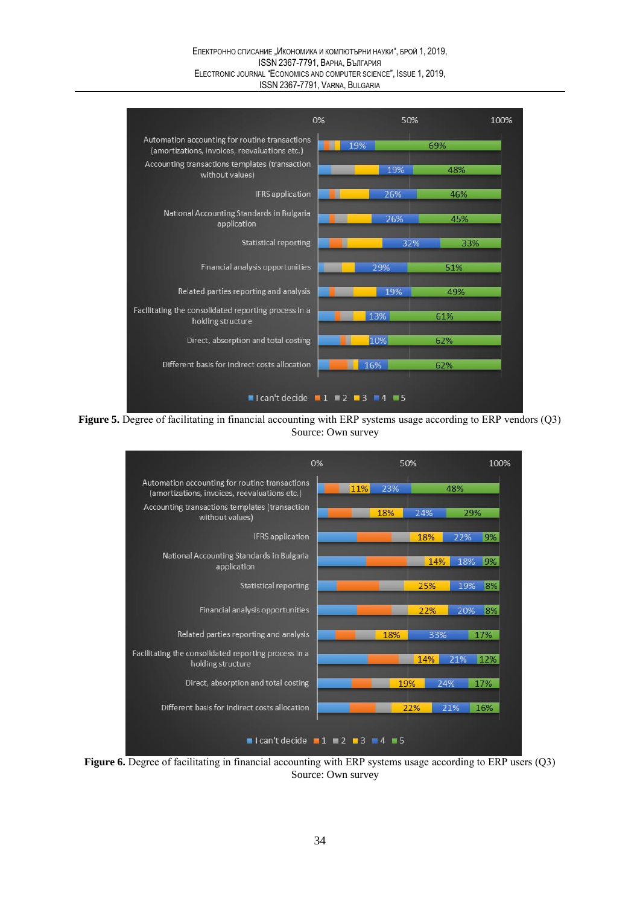| | I can't decide | 1 | 2 | 3 | 4 | 5 |
|---|---|---|---|---|---|---|
| Automation accounting for routine transactions (amortizations, invoices, reevaluations etc.) | | | | | 19% | 69% |
| Accounting transactions templates (transaction without values) | | | | | 19% | 48% |
| IFRS application | | | | | 26% | 46% |
| National Accounting Standards in Bulgaria application | | | | | 26% | 45% |
| Statistical reporting | | | | | 32% | 33% |
| Financial analysis opportunities | | | | | 29% | 51% |
| Related parties reporting and analysis | | | | | 19% | 49% |
| Facilitating the consolidated reporting process in a holding structure | | | | | 13% | 61% |
| Direct, absorption and total costing | | | | | 10% | 62% |
| Different basis for indirect costs allocation | | | | | 16% | 62% |

**Figure 5.** Degree of facilitating in financial accounting with ERP systems usage according to ERP vendors (Q3)
Source: Own survey

| | I can't decide | 1 | 2 | 3 | 4 | 5 |
|---|---|---|---|---|---|---|
| Automation accounting for routine transactions (amortizations, invoices, reevaluations etc.) | | | | 11% | 23% | 48% |
| Accounting transactions templates (transaction without values) | | | | 18% | 24% | 29% |
| IFRS application | | | | 18% | 22% | 9% |
| National Accounting Standards in Bulgaria application | | | | 14% | 18% | 9% |
| Statistical reporting | | | | 25% | 19% | 8% |
| Financial analysis opportunities | | | | 22% | 20% | 8% |
| Related parties reporting and analysis | | | | 18% | 33% | 17% |
| Facilitating the consolidated reporting process in a holding structure | | | | 14% | 21% | 12% |
| Direct, absorption and total costing | | | | 19% | 24% | 17% |
| Different basis for indirect costs allocation | | | | 22% | 21% | 16% |

**Figure 6.** Degree of facilitating in financial accounting with ERP systems usage according to ERP users (Q3)
Source: Own survey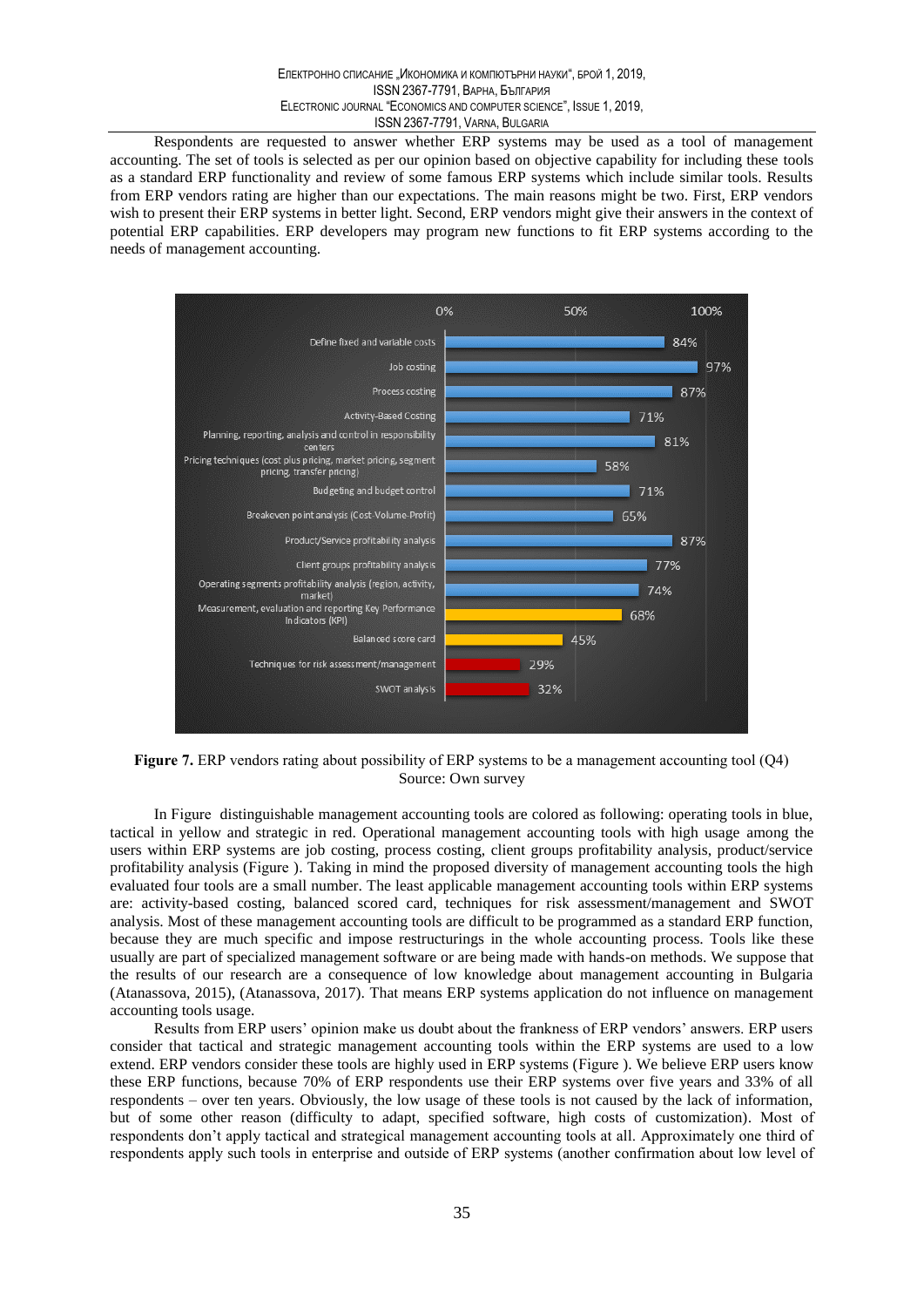Respondents are requested to answer whether ERP systems may be used as a tool of management accounting. The set of tools is selected as per our opinion based on objective capability for including these tools as a standard ERP functionality and review of some famous ERP systems which include similar tools. Results from ERP vendors rating are higher than our expectations. The main reasons might be two. First, ERP vendors wish to present their ERP systems in better light. Second, ERP vendors might give their answers in the context of potential ERP capabilities. ERP developers may program new functions to fit ERP systems according to the needs of management accounting.

| Tool | Rating |
|---|---|
| Define fixed and variable costs | 84% |
| Job costing | 97% |
| Process costing | 87% |
| Activity-Based Costing | 71% |
| Planning, reporting, analysis and control in responsibility centers | 81% |
| Pricing techniques (cost plus pricing, market pricing, segment pricing, transfer pricing) | 58% |
| Budgeting and budget control | 71% |
| Breakeven point analysis (Cost-Volume-Profit) | 65% |
| Product/Service profitability analysis | 87% |
| Client groups profitability analysis | 77% |
| Operating segments profitability analysis (region, activity, market) | 74% |
| Measurement, evaluation and reporting Key Performance Indicators (KPI) | 68% |
| Balanced score card | 45% |
| Techniques for risk assessment/management | 29% |
| SWOT analysis | 32% |

**Figure 7.** ERP vendors rating about possibility of ERP systems to be a management accounting tool (Q4)
Source: Own survey

In Figure distinguishable management accounting tools are colored as following: operating tools in blue, tactical in yellow and strategic in red. Operational management accounting tools with high usage among the users within ERP systems are job costing, process costing, client groups profitability analysis, product/service profitability analysis (Figure ). Taking in mind the proposed diversity of management accounting tools the high evaluated four tools are a small number. The least applicable management accounting tools within ERP systems are: activity-based costing, balanced scored card, techniques for risk assessment/management and SWOT analysis. Most of these management accounting tools are difficult to be programmed as a standard ERP function, because they are much specific and impose restructurings in the whole accounting process. Tools like these usually are part of specialized management software or are being made with hands-on methods. We suppose that the results of our research are a consequence of low knowledge about management accounting in Bulgaria (Atanassova, 2015), (Atanassova, 2017). That means ERP systems application do not influence on management accounting tools usage.

Results from ERP users' opinion make us doubt about the frankness of ERP vendors' answers. ERP users consider that tactical and strategic management accounting tools within the ERP systems are used to a low extend. ERP vendors consider these tools are highly used in ERP systems (Figure ). We believe ERP users know these ERP functions, because 70% of ERP respondents use their ERP systems over five years and 33% of all respondents – over ten years. Obviously, the low usage of these tools is not caused by the lack of information, but of some other reason (difficulty to adapt, specified software, high costs of customization). Most of respondents don't apply tactical and strategical management accounting tools at all. Approximately one third of respondents apply such tools in enterprise and outside of ERP systems (another confirmation about low level of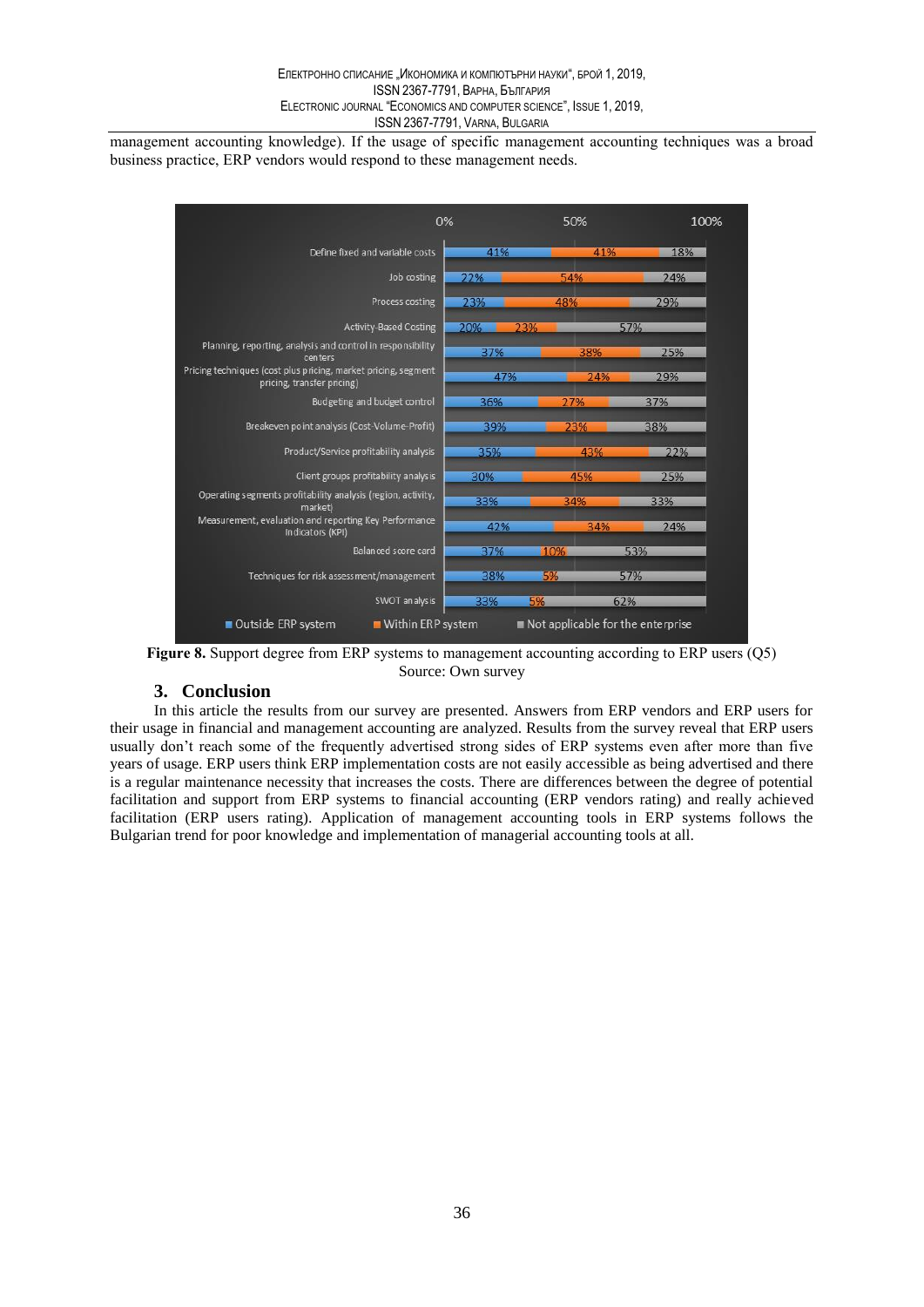management accounting knowledge). If the usage of specific management accounting techniques was a broad business practice, ERP vendors would respond to these management needs.

| | Outside ERP system | Within ERP system | Not applicable for the enterprise |
|---|---|---|---|
| Define fixed and variable costs | 41% | 41% | 18% |
| Job costing | 22% | 54% | 24% |
| Process costing | 23% | 48% | 29% |
| Activity-Based Costing | 20% | 23% | 57% |
| Planning, reporting, analysis and control in responsibility centers | 37% | 38% | 25% |
| Pricing techniques (cost plus pricing, market pricing, segment pricing, transfer pricing) | 47% | 24% | 29% |
| Budgeting and budget control | 36% | 27% | 37% |
| Breakeven point analysis (Cost-Volume-Profit) | 39% | 23% | 38% |
| Product/Service profitability analysis | 35% | 43% | 22% |
| Client groups profitability analysis | 30% | 45% | 25% |
| Operating segments profitability analysis (region, activity, market) | 33% | 34% | 33% |
| Measurement, evaluation and reporting Key Performance Indicators (KPI) | 42% | 34% | 24% |
| Balanced score card | 37% | 10% | 53% |
| Techniques for risk assessment/management | 38% | 5% | 57% |
| SWOT analysis | 33% | 5% | 62% |

**Figure 8.** Support degree from ERP systems to management accounting according to ERP users (Q5)
Source: Own survey

## 3. Conclusion

In this article the results from our survey are presented. Answers from ERP vendors and ERP users for their usage in financial and management accounting are analyzed. Results from the survey reveal that ERP users usually don't reach some of the frequently advertised strong sides of ERP systems even after more than five years of usage. ERP users think ERP implementation costs are not easily accessible as being advertised and there is a regular maintenance necessity that increases the costs. There are differences between the degree of potential facilitation and support from ERP systems to financial accounting (ERP vendors rating) and really achieved facilitation (ERP users rating). Application of management accounting tools in ERP systems follows the Bulgarian trend for poor knowledge and implementation of managerial accounting tools at all.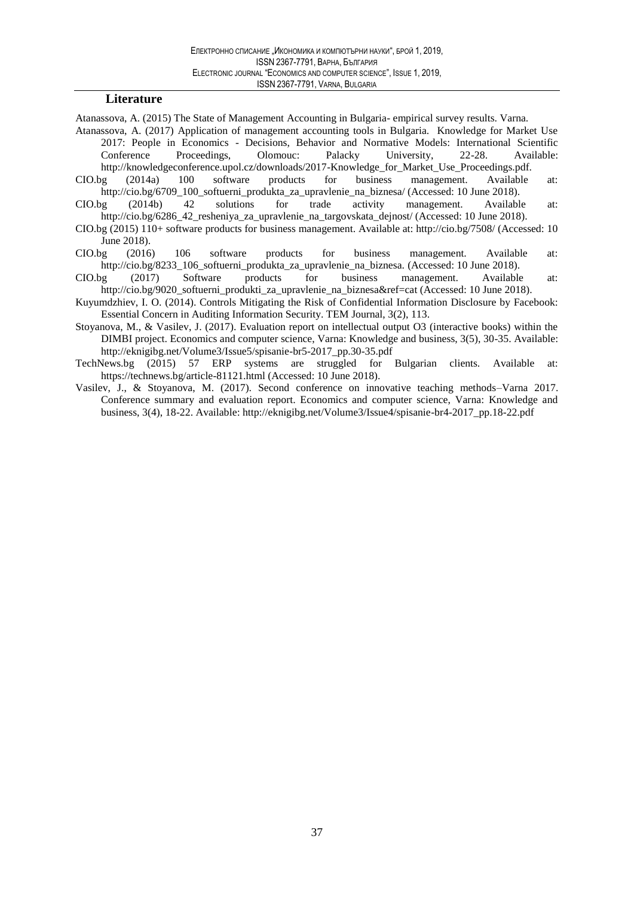## Literature

Atanassova, A. (2015) The State of Management Accounting in Bulgaria- empirical survey results. Varna.

Atanassova, A. (2017) Application of management accounting tools in Bulgaria. Knowledge for Market Use 2017: People in Economics - Decisions, Behavior and Normative Models: International Scientific Conference Proceedings, Olomouc: Palacky University, 22-28. Available: http://knowledgeconference.upol.cz/downloads/2017-Knowledge_for_Market_Use_Proceedings.pdf.

CIO.bg (2014a) 100 software products for business management. Available at: http://cio.bg/6709_100_softuerni_produkta_za_upravlenie_na_biznesa/ (Accessed: 10 June 2018).

CIO.bg (2014b) 42 solutions for trade activity management. Available at: http://cio.bg/6286_42_resheniya_za_upravlenie_na_targovskata_dejnost/ (Accessed: 10 June 2018).

CIO.bg (2015) 110+ software products for business management. Available at: http://cio.bg/7508/ (Accessed: 10 June 2018).

CIO.bg (2016) 106 software products for business management. Available at: http://cio.bg/8233_106_softuerni_produkta_za_upravlenie_na_biznesa. (Accessed: 10 June 2018).

CIO.bg (2017) Software products for business management. Available at: http://cio.bg/9020_softuerni_produkti_za_upravlenie_na_biznesa&ref=cat (Accessed: 10 June 2018).

Kuyumdzhiev, I. O. (2014). Controls Mitigating the Risk of Confidential Information Disclosure by Facebook: Essential Concern in Auditing Information Security. TEM Journal, 3(2), 113.

Stoyanova, M., & Vasilev, J. (2017). Evaluation report on intellectual output O3 (interactive books) within the DIMBI project. Economics and computer science, Varna: Knowledge and business, 3(5), 30-35. Available: http://eknigibg.net/Volume3/Issue5/spisanie-br5-2017_pp.30-35.pdf

TechNews.bg (2015) 57 ERP systems are struggled for Bulgarian clients. Available at: https://technews.bg/article-81121.html (Accessed: 10 June 2018).

Vasilev, J., & Stoyanova, M. (2017). Second conference on innovative teaching methods–Varna 2017. Conference summary and evaluation report. Economics and computer science, Varna: Knowledge and business, 3(4), 18-22. Available: http://eknigibg.net/Volume3/Issue4/spisanie-br4-2017_pp.18-22.pdf